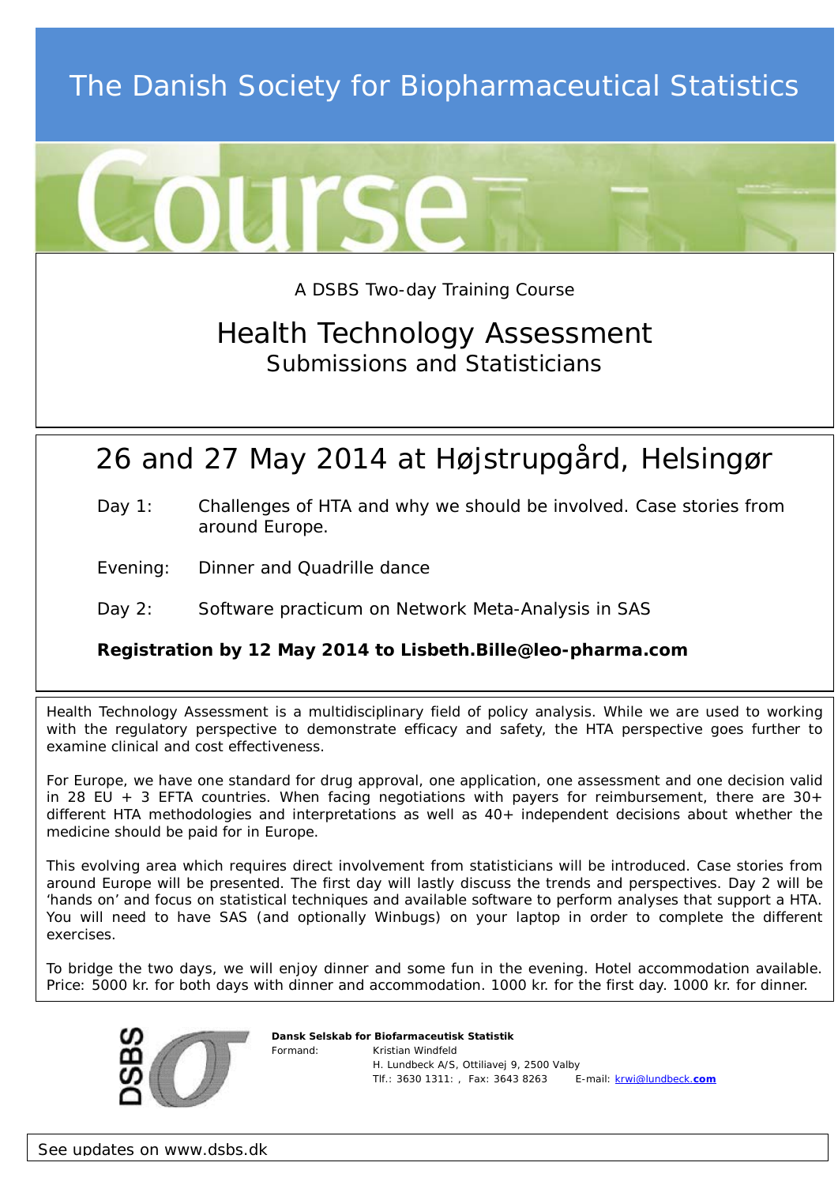# The Danish Society for Biopharmaceutical Statistics

Course

A DSBS Two-day Training Course

## Health Technology Assessment

### Submissions and Statisticians

## 26 and 27 May 2014 at Højstrupgård, Helsingør

Day 1: Challenges of HTA and why we should be involved. Case stories from around Europe.

Evening: Dinner and Quadrille dance

Day 2: Software practicum on Network Meta-Analysis in SAS

**Registration by 12 May 2014 to Lisbeth.Bille@leo-pharma.com**

Health Technology Assessment is a multidisciplinary field of policy analysis. While we are used to working with the regulatory perspective to demonstrate efficacy and safety, the HTA perspective goes further to examine clinical and cost effectiveness.

For Europe, we have one standard for drug approval, one application, one assessment and one decision valid in 28 EU + 3 EFTA countries. When facing negotiations with payers for reimbursement, there are 30+ different HTA methodologies and interpretations as well as 40+ independent decisions about whether the medicine should be paid for in Europe.

This evolving area which requires direct involvement from statisticians will be introduced. Case stories from around Europe will be presented. The first day will lastly discuss the trends and perspectives. Day 2 will be 'hands on' and focus on statistical techniques and available software to perform analyses that support a HTA. You will need to have SAS (and optionally Winbugs) on your laptop in order to complete the different exercises.

To bridge the two days, we will enjoy dinner and some fun in the evening. Hotel accommodation available. Price: 5000 kr. for both days with dinner and accommodation. 1000 kr. for the first day. 1000 kr. for dinner.

**Dansk Selskab for Biofarmaceutisk Statistik**
Formand: Kristian Windfeld
H. Lundbeck A/S, Ottiliavej 9, 2500 Valby
Tlf.: 3630 1311: , Fax: 3643 8263 E-mail: krwi@lundbeck.com

See updates on www.dsbs.dk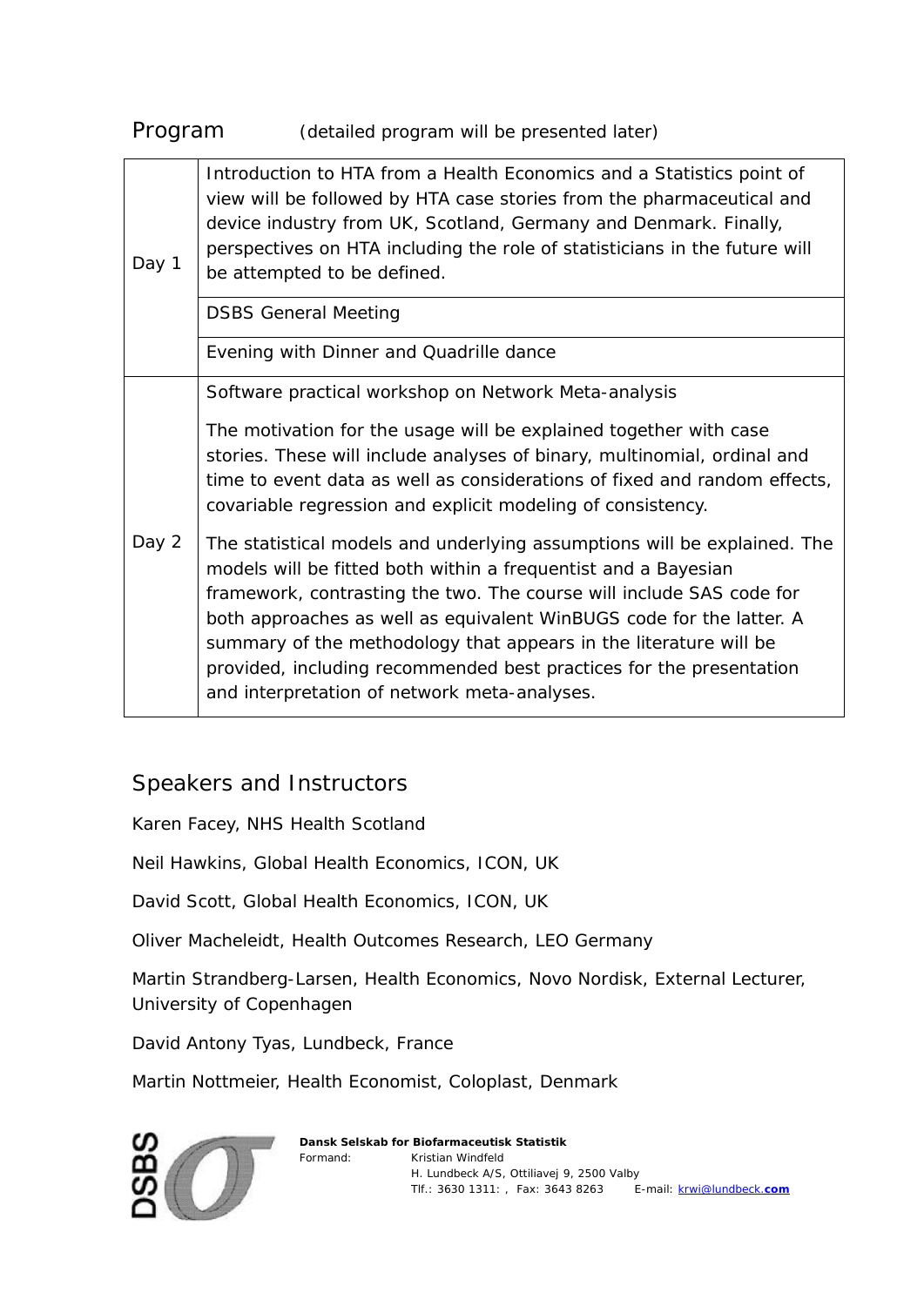## Program (detailed program will be presented later)

| | |
|---|---|
| Day 1 | Introduction to HTA from a Health Economics and a Statistics point of view will be followed by HTA case stories from the pharmaceutical and device industry from UK, Scotland, Germany and Denmark. Finally, perspectives on HTA including the role of statisticians in the future will be attempted to be defined. |
| | DSBS General Meeting |
| | Evening with Dinner and Quadrille dance |
| Day 2 | Software practical workshop on Network Meta-analysis<br><br>The motivation for the usage will be explained together with case stories. These will include analyses of binary, multinomial, ordinal and time to event data as well as considerations of fixed and random effects, covariable regression and explicit modeling of consistency.<br><br>The statistical models and underlying assumptions will be explained. The models will be fitted both within a frequentist and a Bayesian framework, contrasting the two. The course will include SAS code for both approaches as well as equivalent WinBUGS code for the latter. A summary of the methodology that appears in the literature will be provided, including recommended best practices for the presentation and interpretation of network meta-analyses. |

## Speakers and Instructors

Karen Facey, NHS Health Scotland

Neil Hawkins, Global Health Economics, ICON, UK

David Scott, Global Health Economics, ICON, UK

Oliver Macheleidt, Health Outcomes Research, LEO Germany

Martin Strandberg-Larsen, Health Economics, Novo Nordisk, External Lecturer, University of Copenhagen

David Antony Tyas, Lundbeck, France

Martin Nottmeier, Health Economist, Coloplast, Denmark

DSBS

**Dansk Selskab for Biofarmaceutisk Statistik**
Formand: Kristian Windfeld
H. Lundbeck A/S, Ottiliavej 9, 2500 Valby
Tlf.: 3630 1311: , Fax: 3643 8263 E-mail: krwi@lundbeck.com